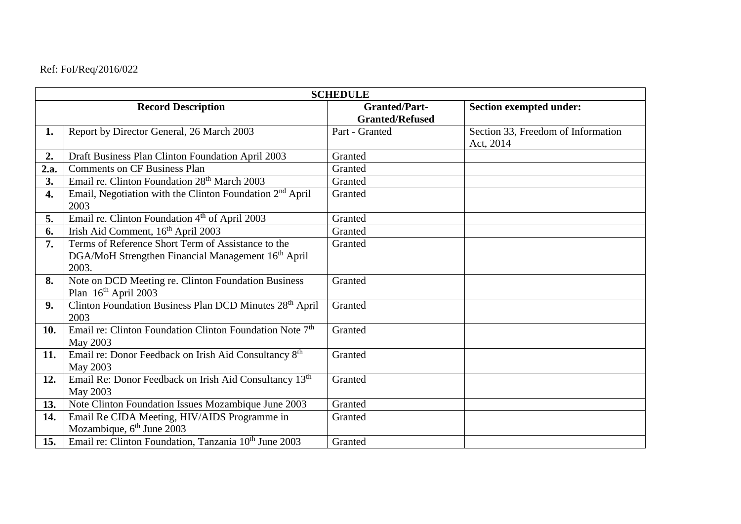Ref: FoI/Req/2016/022

| SCHEDULE | | | |
|---|---|---|---|
| **Record Description** | | **Granted/Part-Granted/Refused** | **Section exempted under:** |
| **1.** | Report by Director General, 26 March 2003 | Part - Granted | Section 33, Freedom of Information Act, 2014 |
| **2.** | Draft Business Plan Clinton Foundation April 2003 | Granted | |
| **2.a.** | Comments on CF Business Plan | Granted | |
| **3.** | Email re. Clinton Foundation 28th March 2003 | Granted | |
| **4.** | Email, Negotiation with the Clinton Foundation 2nd April 2003 | Granted | |
| **5.** | Email re. Clinton Foundation 4th of April 2003 | Granted | |
| **6.** | Irish Aid Comment, 16th April 2003 | Granted | |
| **7.** | Terms of Reference Short Term of Assistance to the DGA/MoH Strengthen Financial Management 16th April 2003. | Granted | |
| **8.** | Note on DCD Meeting re. Clinton Foundation Business Plan 16th April 2003 | Granted | |
| **9.** | Clinton Foundation Business Plan DCD Minutes 28th April 2003 | Granted | |
| **10.** | Email re: Clinton Foundation Clinton Foundation Note 7th May 2003 | Granted | |
| **11.** | Email re: Donor Feedback on Irish Aid Consultancy 8th May 2003 | Granted | |
| **12.** | Email Re: Donor Feedback on Irish Aid Consultancy 13th May 2003 | Granted | |
| **13.** | Note Clinton Foundation Issues Mozambique June 2003 | Granted | |
| **14.** | Email Re CIDA Meeting, HIV/AIDS Programme in Mozambique, 6th June 2003 | Granted | |
| **15.** | Email re: Clinton Foundation, Tanzania 10th June 2003 | Granted | |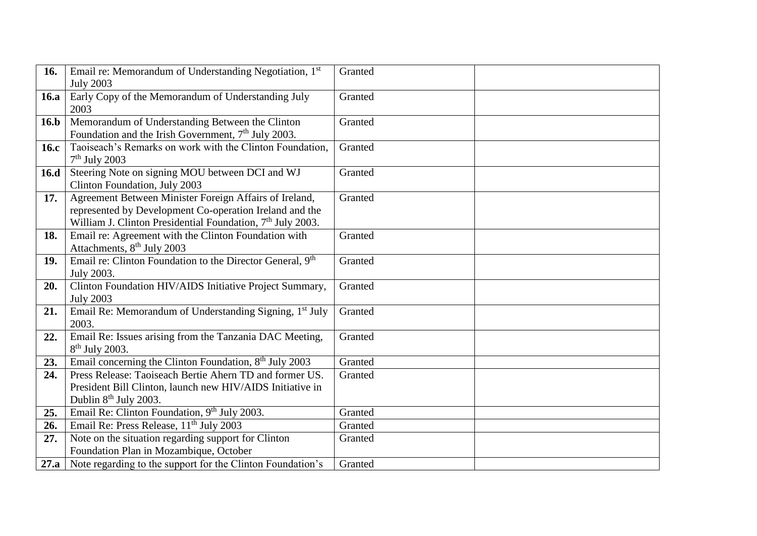| | | | |
|---|---|---|---|
| **16.** | Email re: Memorandum of Understanding Negotiation, 1st July 2003 | Granted | |
| **16.a** | Early Copy of the Memorandum of Understanding July 2003 | Granted | |
| **16.b** | Memorandum of Understanding Between the Clinton Foundation and the Irish Government, 7th July 2003. | Granted | |
| **16.c** | Taoiseach's Remarks on work with the Clinton Foundation, 7th July 2003 | Granted | |
| **16.d** | Steering Note on signing MOU between DCI and WJ Clinton Foundation, July 2003 | Granted | |
| **17.** | Agreement Between Minister Foreign Affairs of Ireland, represented by Development Co-operation Ireland and the William J. Clinton Presidential Foundation, 7th July 2003. | Granted | |
| **18.** | Email re: Agreement with the Clinton Foundation with Attachments, 8th July 2003 | Granted | |
| **19.** | Email re: Clinton Foundation to the Director General, 9th July 2003. | Granted | |
| **20.** | Clinton Foundation HIV/AIDS Initiative Project Summary, July 2003 | Granted | |
| **21.** | Email Re: Memorandum of Understanding Signing, 1st July 2003. | Granted | |
| **22.** | Email Re: Issues arising from the Tanzania DAC Meeting, 8th July 2003. | Granted | |
| **23.** | Email concerning the Clinton Foundation, 8th July 2003 | Granted | |
| **24.** | Press Release: Taoiseach Bertie Ahern TD and former US. President Bill Clinton, launch new HIV/AIDS Initiative in Dublin 8th July 2003. | Granted | |
| **25.** | Email Re: Clinton Foundation, 9th July 2003. | Granted | |
| **26.** | Email Re: Press Release, 11th July 2003 | Granted | |
| **27.** | Note on the situation regarding support for Clinton Foundation Plan in Mozambique, October | Granted | |
| **27.a** | Note regarding to the support for the Clinton Foundation's | Granted | |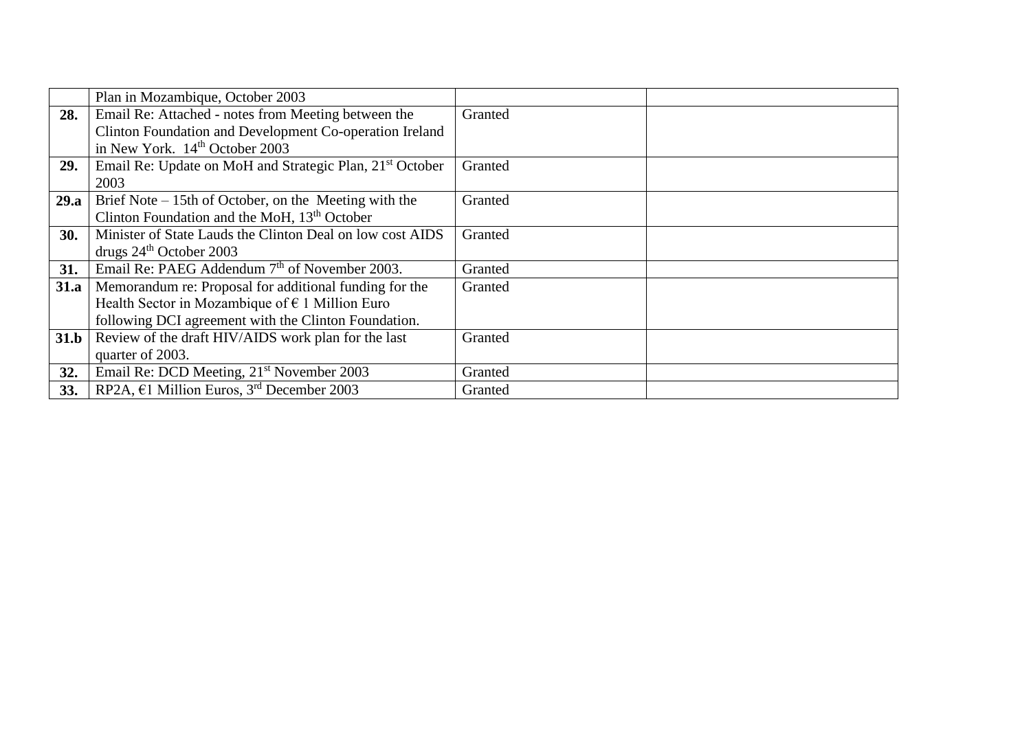| | | | |
|---|---|---|---|
| | Plan in Mozambique, October 2003 | | |
| **28.** | Email Re: Attached - notes from Meeting between the Clinton Foundation and Development Co-operation Ireland in New York. 14th October 2003 | Granted | |
| **29.** | Email Re: Update on MoH and Strategic Plan, 21st October 2003 | Granted | |
| **29.a** | Brief Note – 15th of October, on the Meeting with the Clinton Foundation and the MoH, 13th October | Granted | |
| **30.** | Minister of State Lauds the Clinton Deal on low cost AIDS drugs 24th October 2003 | Granted | |
| **31.** | Email Re: PAEG Addendum 7th of November 2003. | Granted | |
| **31.a** | Memorandum re: Proposal for additional funding for the Health Sector in Mozambique of € 1 Million Euro following DCI agreement with the Clinton Foundation. | Granted | |
| **31.b** | Review of the draft HIV/AIDS work plan for the last quarter of 2003. | Granted | |
| **32.** | Email Re: DCD Meeting, 21st November 2003 | Granted | |
| **33.** | RP2A, €1 Million Euros, 3rd December 2003 | Granted | |